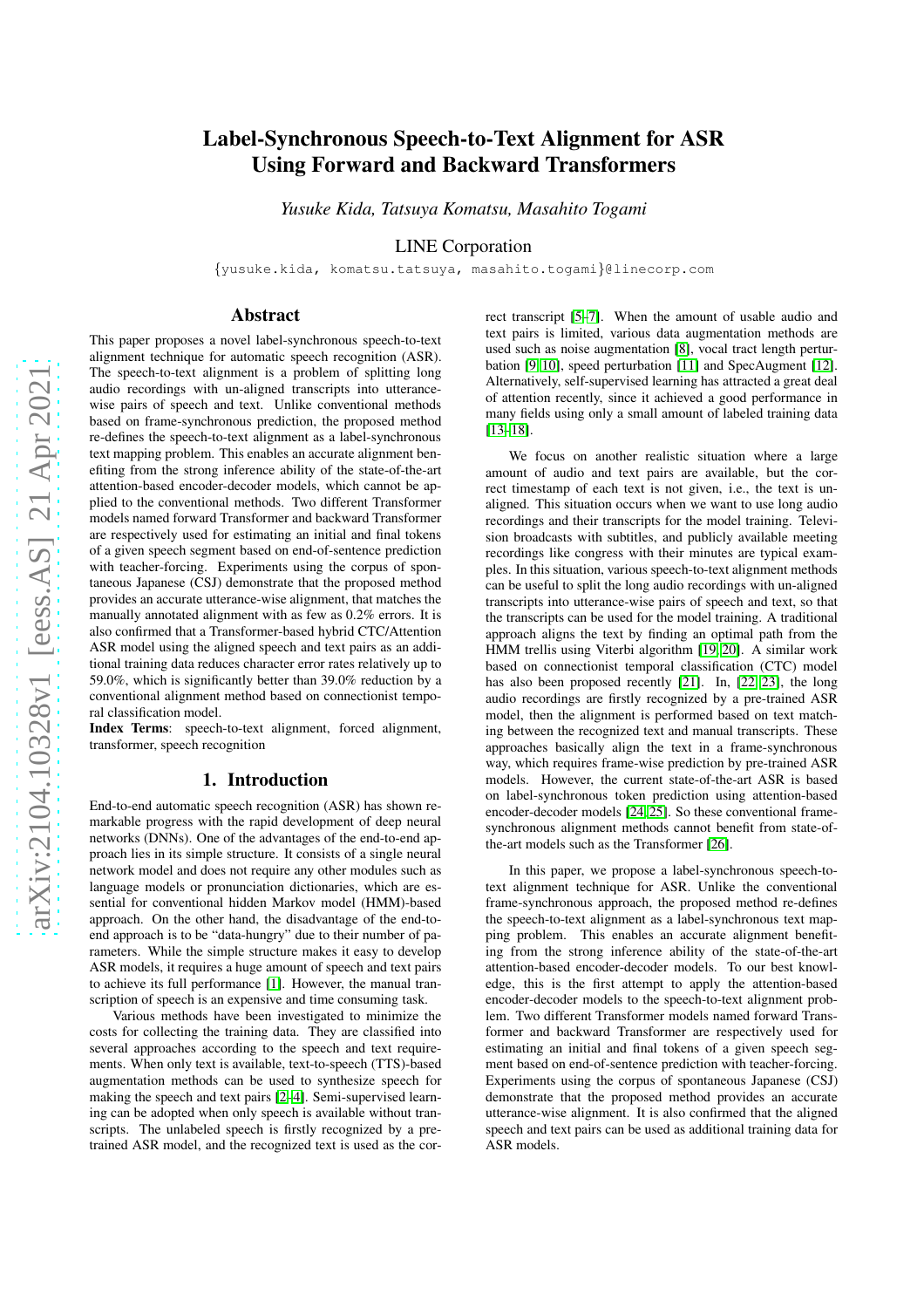# Label-Synchronous Speech-to-Text Alignment for ASR Using Forward and Backward Transformers

*Yusuke Kida, Tatsuya Komatsu, Masahito Togami*

LINE Corporation

{yusuke.kida, komatsu.tatsuya, masahito.togami}@linecorp.com

## Abstract

This paper proposes a novel label-synchronous speech-to-text alignment technique for automatic speech recognition (ASR). The speech-to-text alignment is a problem of splitting long audio recordings with un-aligned transcripts into utterance-wise pairs of speech and text. Unlike conventional methods based on frame-synchronous prediction, the proposed method re-defines the speech-to-text alignment as a label-synchronous text mapping problem. This enables an accurate alignment benefiting from the strong inference ability of the state-of-the-art attention-based encoder-decoder models, which cannot be applied to the conventional methods. Two different Transformer models named forward Transformer and backward Transformer are respectively used for estimating an initial and final tokens of a given speech segment based on end-of-sentence prediction with teacher-forcing. Experiments using the corpus of spontaneous Japanese (CSJ) demonstrate that the proposed method provides an accurate utterance-wise alignment, that matches the manually annotated alignment with as few as 0.2% errors. It is also confirmed that a Transformer-based hybrid CTC/Attention ASR model using the aligned speech and text pairs as an additional training data reduces character error rates relatively up to 59.0%, which is significantly better than 39.0% reduction by a conventional alignment method based on connectionist temporal classification model.

**Index Terms**: speech-to-text alignment, forced alignment, transformer, speech recognition

## 1. Introduction

End-to-end automatic speech recognition (ASR) has shown remarkable progress with the rapid development of deep neural networks (DNNs). One of the advantages of the end-to-end approach lies in its simple structure. It consists of a single neural network model and does not require any other modules such as language models or pronunciation dictionaries, which are essential for conventional hidden Markov model (HMM)-based approach. On the other hand, the disadvantage of the end-to-end approach is to be "data-hungry" due to their number of parameters. While the simple structure makes it easy to develop ASR models, it requires a huge amount of speech and text pairs to achieve its full performance [1]. However, the manual transcription of speech is an expensive and time consuming task.

Various methods have been investigated to minimize the costs for collecting the training data. They are classified into several approaches according to the speech and text requirements. When only text is available, text-to-speech (TTS)-based augmentation methods can be used to synthesize speech for making the speech and text pairs [2–4]. Semi-supervised learning can be adopted when only speech is available without transcripts. The unlabeled speech is firstly recognized by a pre-trained ASR model, and the recognized text is used as the correct transcript [5–7]. When the amount of usable audio and text pairs is limited, various data augmentation methods are used such as noise augmentation [8], vocal tract length perturbation [9, 10], speed perturbation [11] and SpecAugment [12]. Alternatively, self-supervised learning has attracted a great deal of attention recently, since it achieved a good performance in many fields using only a small amount of labeled training data [13–18].

We focus on another realistic situation where a large amount of audio and text pairs are available, but the correct timestamp of each text is not given, i.e., the text is unaligned. This situation occurs when we want to use long audio recordings and their transcripts for the model training. Television broadcasts with subtitles, and publicly available meeting recordings like congress with their minutes are typical examples. In this situation, various speech-to-text alignment methods can be useful to split the long audio recordings with un-aligned transcripts into utterance-wise pairs of speech and text, so that the transcripts can be used for the model training. A traditional approach aligns the text by finding an optimal path from the HMM trellis using Viterbi algorithm [19, 20]. A similar work based on connectionist temporal classification (CTC) model has also been proposed recently [21]. In, [22, 23], the long audio recordings are firstly recognized by a pre-trained ASR model, then the alignment is performed based on text matching between the recognized text and manual transcripts. These approaches basically align the text in a frame-synchronous way, which requires frame-wise prediction by pre-trained ASR models. However, the current state-of-the-art ASR is based on label-synchronous token prediction using attention-based encoder-decoder models [24, 25]. So these conventional frame-synchronous alignment methods cannot benefit from state-of-the-art models such as the Transformer [26].

In this paper, we propose a label-synchronous speech-to-text alignment technique for ASR. Unlike the conventional frame-synchronous approach, the proposed method re-defines the speech-to-text alignment as a label-synchronous text mapping problem. This enables an accurate alignment benefiting from the strong inference ability of the state-of-the-art attention-based encoder-decoder models. To our best knowledge, this is the first attempt to apply the attention-based encoder-decoder models to the speech-to-text alignment problem. Two different Transformer models named forward Transformer and backward Transformer are respectively used for estimating an initial and final tokens of a given speech segment based on end-of-sentence prediction with teacher-forcing. Experiments using the corpus of spontaneous Japanese (CSJ) demonstrate that the proposed method provides an accurate utterance-wise alignment. It is also confirmed that the aligned speech and text pairs can be used as additional training data for ASR models.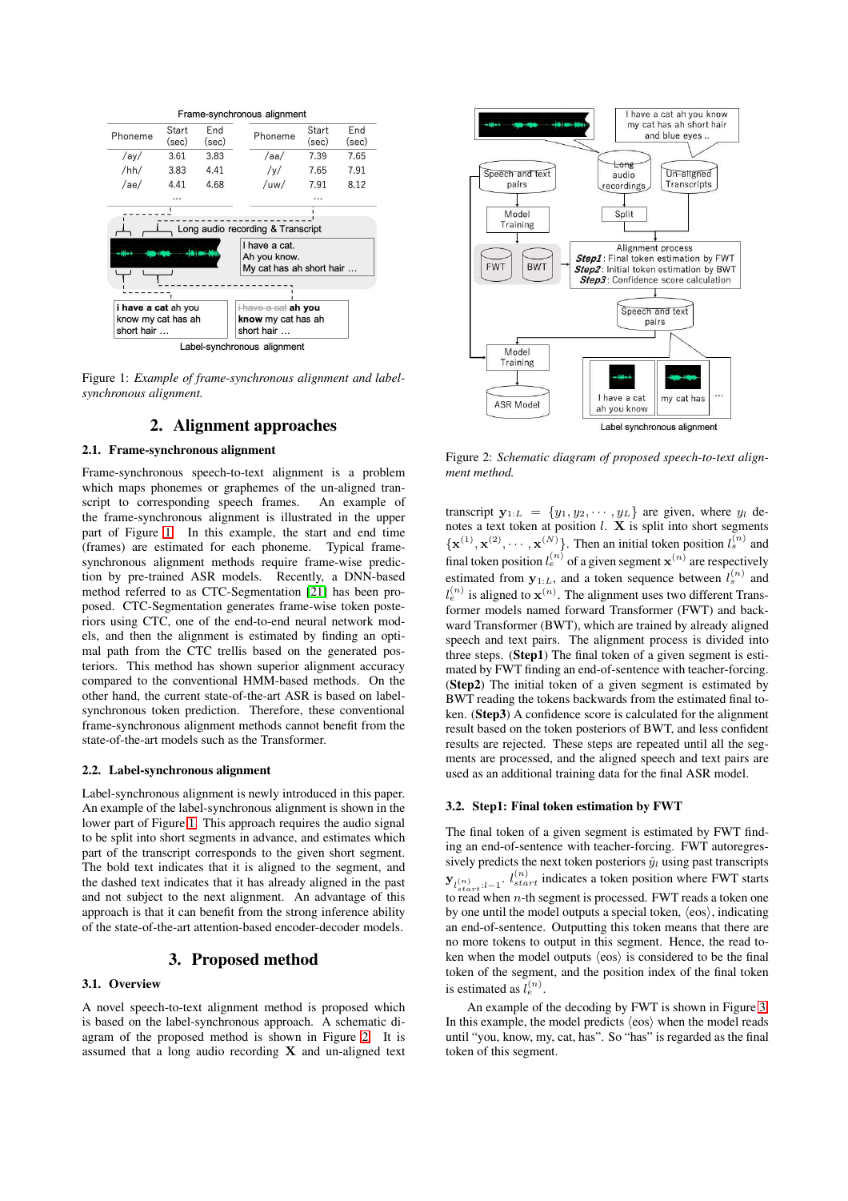Figure 1: *Example of frame-synchronous alignment and label-synchronous alignment.*

## 2. Alignment approaches

### 2.1. Frame-synchronous alignment

Frame-synchronous speech-to-text alignment is a problem which maps phonemes or graphemes of the un-aligned transcript to corresponding speech frames. An example of the frame-synchronous alignment is illustrated in the upper part of Figure 1. In this example, the start and end time (frames) are estimated for each phoneme. Typical frame-synchronous alignment methods require frame-wise prediction by pre-trained ASR models. Recently, a DNN-based method referred to as CTC-Segmentation [21] has been proposed. CTC-Segmentation generates frame-wise token posteriors using CTC, one of the end-to-end neural network models, and then the alignment is estimated by finding an optimal path from the CTC trellis based on the generated posteriors. This method has shown superior alignment accuracy compared to the conventional HMM-based methods. On the other hand, the current state-of-the-art ASR is based on label-synchronous token prediction. Therefore, these conventional frame-synchronous alignment methods cannot benefit from the state-of-the-art models such as the Transformer.

### 2.2. Label-synchronous alignment

Label-synchronous alignment is newly introduced in this paper. An example of the label-synchronous alignment is shown in the lower part of Figure 1. This approach requires the audio signal to be split into short segments in advance, and estimates which part of the transcript corresponds to the given short segment. The bold text indicates that it is aligned to the segment, and the dashed text indicates that it has already aligned in the past and not subject to the next alignment. An advantage of this approach is that it can benefit from the strong inference ability of the state-of-the-art attention-based encoder-decoder models.

## 3. Proposed method

### 3.1. Overview

A novel speech-to-text alignment method is proposed which is based on the label-synchronous approach. A schematic diagram of the proposed method is shown in Figure 2. It is assumed that a long audio recording $\mathbf{X}$ and un-aligned text transcript $\mathbf{y}_{1:L} = \{y_1, y_2, \cdots, y_L\}$ are given, where $y_l$ denotes a text token at position $l$. $\mathbf{X}$ is split into short segments $\{\mathbf{x}^{(1)}, \mathbf{x}^{(2)}, \cdots, \mathbf{x}^{(N)}\}$. Then an initial token position $l_s^{(n)}$ and final token position $l_e^{(n)}$ of a given segment $\mathbf{x}^{(n)}$ are respectively estimated from $\mathbf{y}_{1:L}$, and a token sequence between $l_s^{(n)}$ and $l_e^{(n)}$ is aligned to $\mathbf{x}^{(n)}$. The alignment uses two different Transformer models named forward Transformer (FWT) and backward Transformer (BWT), which are trained by already aligned speech and text pairs. The alignment process is divided into three steps. (**Step1**) The final token of a given segment is estimated by FWT finding an end-of-sentence with teacher-forcing. (**Step2**) The initial token of a given segment is estimated by BWT reading the tokens backwards from the estimated final token. (**Step3**) A confidence score is calculated for the alignment result based on the token posteriors of BWT, and less confident results are repeated until all the segments are processed, and the aligned speech and text pairs are used as an additional training data for the final ASR model.

Figure 2: *Schematic diagram of proposed speech-to-text alignment method.*

### 3.2. Step1: Final token estimation by FWT

The final token of a given segment is estimated by FWT finding an end-of-sentence with teacher-forcing. FWT autoregressively predicts the next token posteriors $\hat{y}_l$ using past transcripts $\mathbf{y}_{l_{start}^{(n)}:l-1}$. $l_{start}^{(n)}$ indicates a token position where FWT starts to read when $n$-th segment is processed. FWT reads a token one by one until the model outputs a special token, $\langle \text{eos} \rangle$, indicating an end-of-sentence. Outputting this token means that there are no more tokens to output in this segment. Hence, the read token when the model outputs $\langle \text{eos} \rangle$ is considered to be the final token of the segment, and the position index of the final token is estimated as $l_e^{(n)}$.

An example of the decoding by FWT is shown in Figure 3. In this example, the model predicts $\langle \text{eos} \rangle$ when the model reads until "you, know, my, cat, has". So "has" is regarded as the final token of this segment.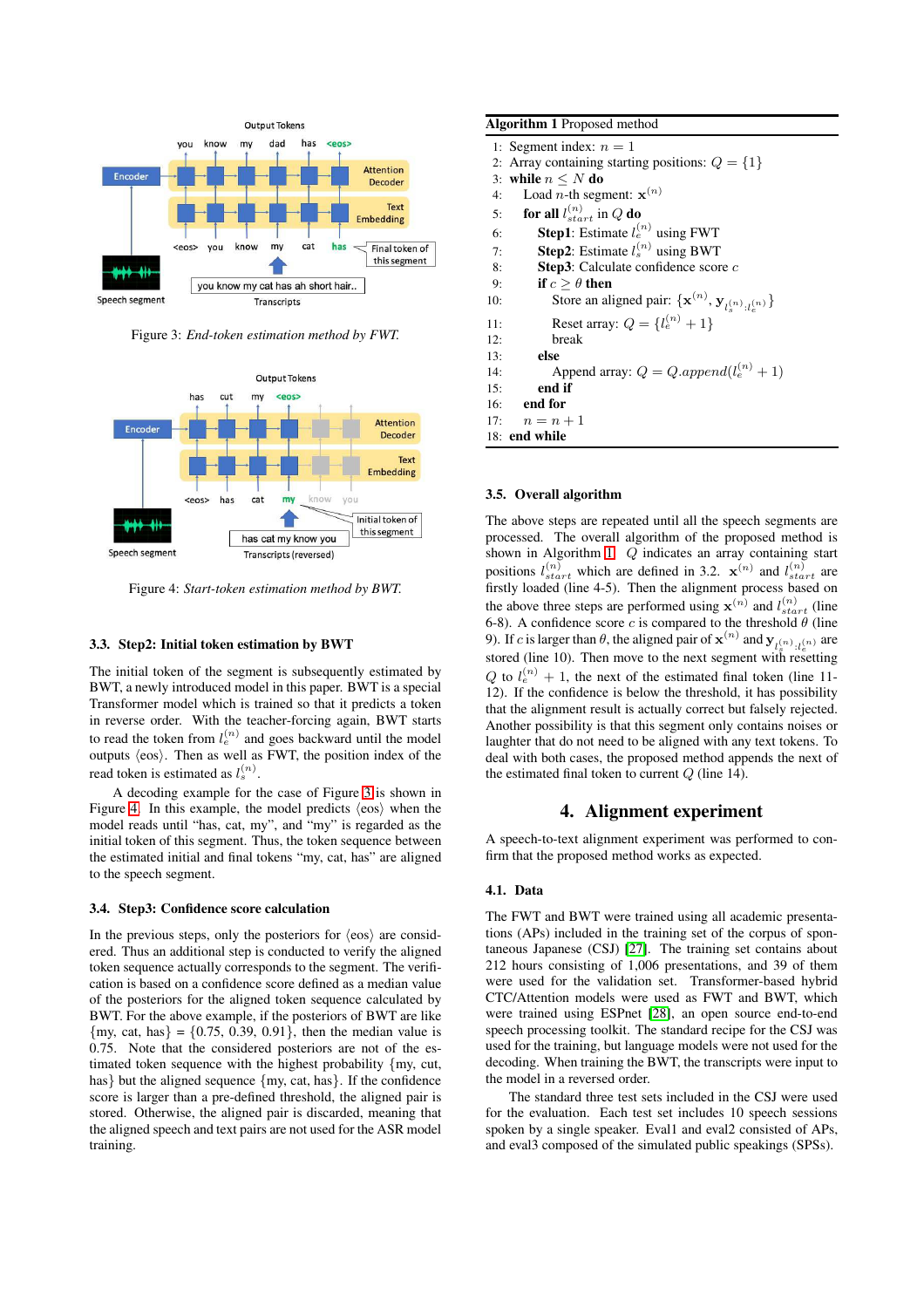Figure 3: *End-token estimation method by FWT.*

Figure 4: *Start-token estimation method by BWT.*

### 3.3. Step2: Initial token estimation by BWT

The initial token of the segment is subsequently estimated by BWT, a newly introduced model in this paper. BWT is a special Transformer model which is trained so that it predicts a token in reverse order. With the teacher-forcing again, BWT starts to read the token from $l_e^{(n)}$ and goes backward until the model outputs $\langle\text{eos}\rangle$. Then as well as FWT, the position index of the read token is estimated as $l_s^{(n)}$.

A decoding example for the case of Figure 3 is shown in Figure 4. In this example, the model predicts $\langle\text{eos}\rangle$ when the model reads until "has, cat, my", and "my" is regarded as the initial token of this segment. Thus, the token sequence between the estimated initial and final tokens "my, cat, has" are aligned to the speech segment.

### 3.4. Step3: Confidence score calculation

In the previous steps, only the posteriors for $\langle\text{eos}\rangle$ are considered. Thus an additional step is conducted to verify the aligned token sequence actually corresponds to the segment. The verification is based on a confidence score defined as a median value of the posteriors for the aligned token sequence calculated by BWT. For the above example, if the posteriors of BWT are like {my, cat, has} = {0.75, 0.39, 0.91}, then the median value is 0.75. Note that the considered posteriors are not of the estimated token sequence with the highest probability {my, cut, has} but the aligned sequence {my, cat, has}. If the confidence score is larger than a pre-defined threshold, the aligned pair is stored. Otherwise, the aligned pair is discarded, meaning that the aligned speech and text pairs are not used for the ASR model training.

**Algorithm 1** Proposed method

```
1:  Segment index: n = 1
2:  Array containing starting positions: Q = {1}
3:  while n ≤ N do
4:      Load n-th segment: x^(n)
5:      for all l_start^(n) in Q do
6:          Step1: Estimate l_e^(n) using FWT
7:          Step2: Estimate l_s^(n) using BWT
8:          Step3: Calculate confidence score c
9:          if c ≥ θ then
10:             Store an aligned pair: {x^(n), y_{l_s^(n):l_e^(n)}}
11:             Reset array: Q = {l_e^(n) + 1}
12:             break
13:         else
14:             Append array: Q = Q.append(l_e^(n) + 1)
15:         end if
16:     end for
17:     n = n + 1
18: end while
```

### 3.5. Overall algorithm

The above steps are repeated until all the speech segments are processed. The overall algorithm of the proposed method is shown in Algorithm 1. $Q$ indicates an array containing start positions $l_{start}^{(n)}$ which are defined in 3.2. $\mathbf{x}^{(n)}$ and $l_{start}^{(n)}$ are firstly loaded (line 4-5). Then the alignment process based on the above three steps are performed using $\mathbf{x}^{(n)}$ and $l_{start}^{(n)}$ (line 6-8). A confidence score $c$ is compared to the threshold $\theta$ (line 9). If $c$ is larger than $\theta$, the aligned pair of $\mathbf{x}^{(n)}$ and $\mathbf{y}_{l_s^{(n)}:l_e^{(n)}}$ are stored (line 10). Then move to the next segment with resetting $Q$ to $l_e^{(n)} + 1$, the next of the estimated final token (line 11-12). If the confidence is below the threshold, it has possibility that the alignment result is actually correct but falsely rejected. Another possibility is that this segment only contains noises or laughter that do not need to be aligned with any text tokens. To deal with both cases, the proposed method appends the next of the estimated final token to current $Q$ (line 14).

## 4. Alignment experiment

A speech-to-text alignment experiment was performed to confirm that the proposed method works as expected.

### 4.1. Data

The FWT and BWT were trained using all academic presentations (APs) included in the training set of the corpus of spontaneous Japanese (CSJ) [27]. The training set contains about 212 hours consisting of 1,006 presentations, and 39 of them were used for the validation set. Transformer-based hybrid CTC/Attention models were used as FWT and BWT, which were trained using ESPnet [28], an open source end-to-end speech processing toolkit. The standard recipe for the CSJ was used for the training, but language models were not used for the decoding. When training the BWT, the transcripts were input to the model in a reversed order.

The standard three test sets included in the CSJ were used for the evaluation. Each test set includes 10 speech sessions spoken by a single speaker. Eval1 and eval2 consisted of APs, and eval3 composed of the simulated public speakings (SPSs).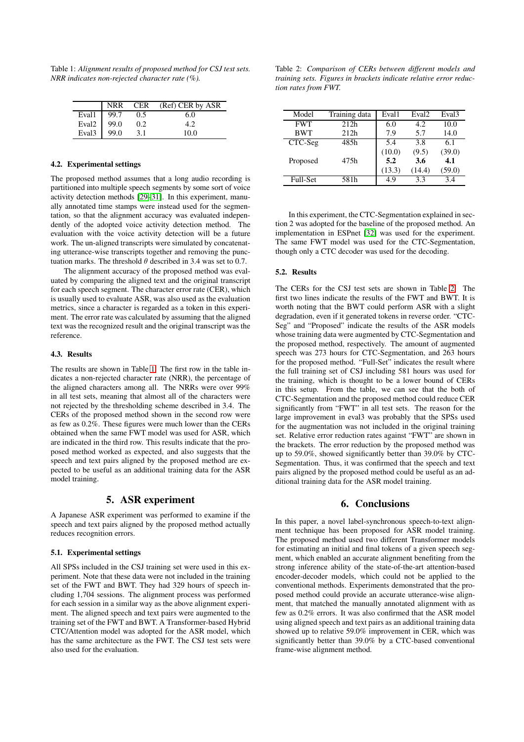Table 1: *Alignment results of proposed method for CSJ test sets. NRR indicates non-rejected character rate (%).*

| | NRR | CER | (Ref) CER by ASR |
|---|---|---|---|
| Eval1 | 99.7 | 0.5 | 6.0 |
| Eval2 | 99.0 | 0.2 | 4.2 |
| Eval3 | 99.0 | 3.1 | 10.0 |

### 4.2. Experimental settings

The proposed method assumes that a long audio recording is partitioned into multiple speech segments by some sort of voice activity detection methods [29–31]. In this experiment, manually annotated time stamps were instead used for the segmentation, so that the alignment accuracy was evaluated independently of the adopted voice activity detection method. The evaluation with the voice activity detection will be a future work. The un-aligned transcripts were simulated by concatenating utterance-wise transcripts together and removing the punctuation marks. The threshold $\theta$ described in 3.4 was set to 0.7.

The alignment accuracy of the proposed method was evaluated by comparing the aligned text and the original transcript for each speech segment. The character error rate (CER), which is usually used to evaluate ASR, was also used as the evaluation metrics, since a character is regarded as a token in this experiment. The error rate was calculated by assuming that the aligned text was the recognized result and the original transcript was the reference.

### 4.3. Results

The results are shown in Table 1. The first row in the table indicates a non-rejected character rate (NRR), the percentage of the aligned characters among all. The NRRs were over 99% in all test sets, meaning that almost all of the characters were not rejected by the thresholding scheme described in 3.4. The CERs of the proposed method shown in the second row were as few as 0.2%. These figures were much lower than the CERs obtained when the same FWT model was used for ASR, which are indicated in the third row. This results indicate that the proposed method worked as expected, and also suggests that the speech and text pairs aligned by the proposed method are expected to be useful as an additional training data for the ASR model training.

## 5. ASR experiment

A Japanese ASR experiment was performed to examine if the speech and text pairs aligned by the proposed method actually reduces recognition errors.

### 5.1. Experimental settings

All SPSs included in the CSJ training set were used in this experiment. Note that these data were not included in the training set of the FWT and BWT. They had 329 hours of speech including 1,704 sessions. The alignment process was performed for each session in a similar way as the above alignment experiment. The aligned speech and text pairs were augmented to the training set of the FWT and BWT. A Transformer-based Hybrid CTC/Attention model was adopted for the ASR model, which has the same architecture as the FWT. The CSJ test sets were also used for the evaluation.

Table 2: *Comparison of CERs between different models and training sets. Figures in brackets indicate relative error reduction rates from FWT.*

| Model | Training data | Eval1 | Eval2 | Eval3 |
|---|---|---|---|---|
| FWT | 212h | 6.0 | 4.2 | 10.0 |
| BWT | 212h | 7.9 | 5.7 | 14.0 |
| CTC-Seg | 485h | 5.4 | 3.8 | 6.1 |
| | | (10.0) | (9.5) | (39.0) |
| Proposed | 475h | **5.2** | **3.6** | **4.1** |
| | | (13.3) | (14.4) | (59.0) |
| Full-Set | 581h | 4.9 | 3.3 | 3.4 |

In this experiment, the CTC-Segmentation explained in section 2 was adopted for the baseline of the proposed method. An implementation in ESPnet [32] was used for the experiment. The same FWT model was used for the CTC-Segmentation, though only a CTC decoder was used for the decoding.

### 5.2. Results

The CERs for the CSJ test sets are shown in Table 2. The first two lines indicate the results of the FWT and BWT. It is worth noting that the BWT could perform ASR with a slight degradation, even if it generated tokens in reverse order. "CTC-Seg" and "Proposed" indicate the results of the ASR models whose training data were augmented by CTC-Segmentation and the proposed method, respectively. The amount of augmented speech was 273 hours for CTC-Segmentation, and 263 hours for the proposed method. "Full-Set" indicates the result where the full training set of CSJ including 581 hours was used for the training, which is thought to be a lower bound of CERs in this setup. From the table, we can see that the both of CTC-Segmentation and the proposed method could reduce CER significantly from "FWT" in all test sets. The reason for the large improvement in eval3 was probably that the SPSs used for the augmentation was not included in the original training set. Relative error reduction rates against "FWT" are shown in the brackets. The error reduction by the proposed method was up to 59.0%, showed significantly better than 39.0% by CTC-Segmentation. Thus, it was confirmed that the speech and text pairs aligned by the proposed method could be useful as an additional training data for the ASR model training.

## 6. Conclusions

In this paper, a novel label-synchronous speech-to-text alignment technique has been proposed for ASR model training. The proposed method used two different Transformer models for estimating an initial and final tokens of a given speech segment, which enabled an accurate alignment benefiting from the strong inference ability of the state-of-the-art attention-based encoder-decoder models, which could not be applied to the conventional methods. Experiments demonstrated that the proposed method could provide an accurate utterance-wise alignment, that matched the manually annotated alignment with as few as 0.2% errors. It was also confirmed that the ASR model using aligned speech and text pairs as an additional training data showed up to relative 59.0% improvement in CER, which was significantly better than 39.0% by a CTC-based conventional frame-wise alignment method.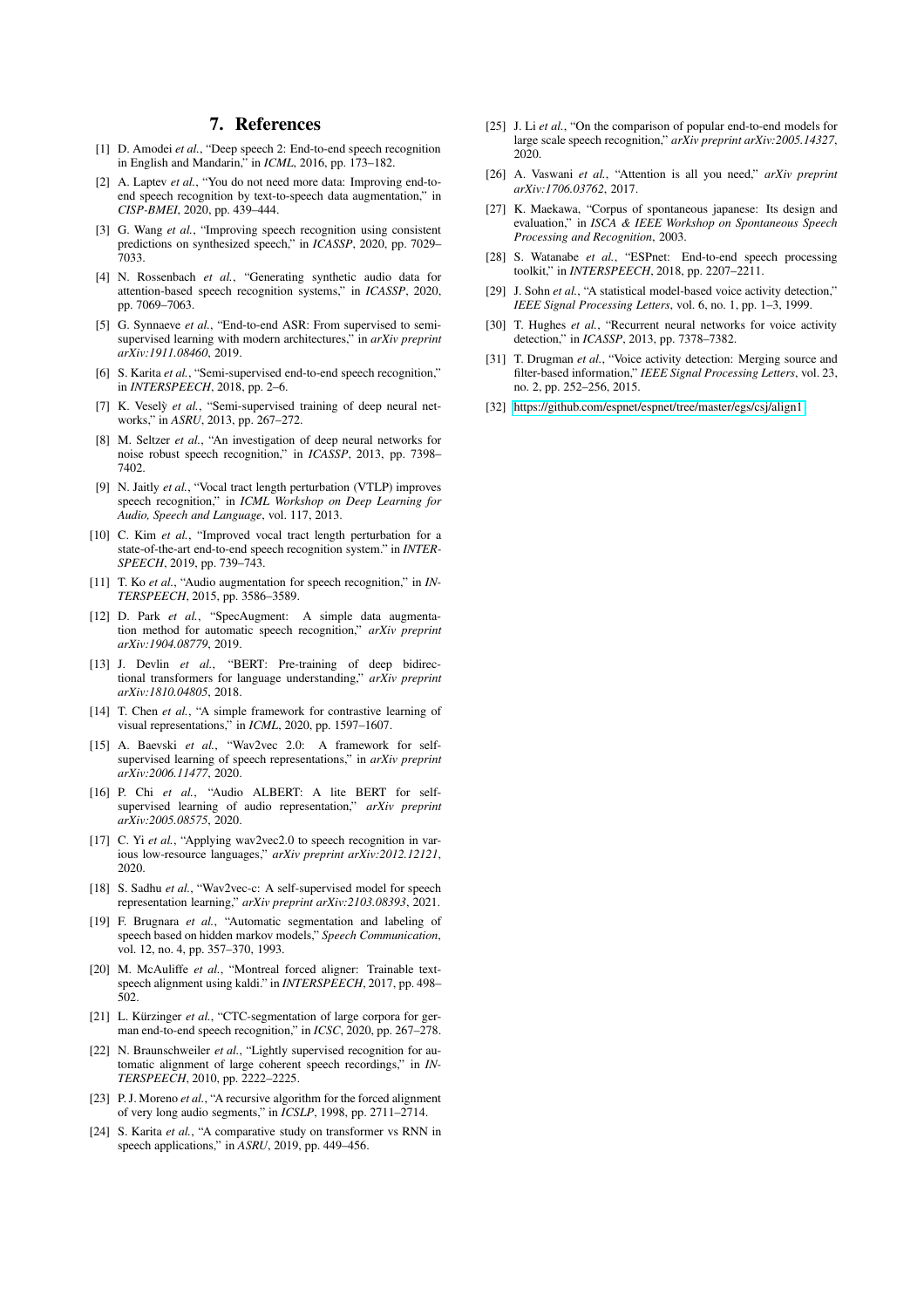## 7. References

[1] D. Amodei *et al.*, "Deep speech 2: End-to-end speech recognition in English and Mandarin," in *ICML*, 2016, pp. 173–182.

[2] A. Laptev *et al.*, "You do not need more data: Improving end-to-end speech recognition by text-to-speech data augmentation," in *CISP-BMEI*, 2020, pp. 439–444.

[3] G. Wang *et al.*, "Improving speech recognition using consistent predictions on synthesized speech," in *ICASSP*, 2020, pp. 7029–7033.

[4] N. Rossenbach *et al.*, "Generating synthetic audio data for attention-based speech recognition systems," in *ICASSP*, 2020, pp. 7069–7063.

[5] G. Synnaeve *et al.*, "End-to-end ASR: From supervised to semi-supervised learning with modern architectures," in *arXiv preprint arXiv:1911.08460*, 2019.

[6] S. Karita *et al.*, "Semi-supervised end-to-end speech recognition," in *INTERSPEECH*, 2018, pp. 2–6.

[7] K. Veselỳ *et al.*, "Semi-supervised training of deep neural networks," in *ASRU*, 2013, pp. 267–272.

[8] M. Seltzer *et al.*, "An investigation of deep neural networks for noise robust speech recognition," in *ICASSP*, 2013, pp. 7398–7402.

[9] N. Jaitly *et al.*, "Vocal tract length perturbation (VTLP) improves speech recognition," in *ICML Workshop on Deep Learning for Audio, Speech and Language*, vol. 117, 2013.

[10] C. Kim *et al.*, "Improved vocal tract length perturbation for a state-of-the-art end-to-end speech recognition system." in *INTERSPEECH*, 2019, pp. 739–743.

[11] T. Ko *et al.*, "Audio augmentation for speech recognition," in *INTERSPEECH*, 2015, pp. 3586–3589.

[12] D. Park *et al.*, "SpecAugment: A simple data augmentation method for automatic speech recognition," *arXiv preprint arXiv:1904.08779*, 2019.

[13] J. Devlin *et al.*, "BERT: Pre-training of deep bidirectional transformers for language understanding," *arXiv preprint arXiv:1810.04805*, 2018.

[14] T. Chen *et al.*, "A simple framework for contrastive learning of visual representations," in *ICML*, 2020, pp. 1597–1607.

[15] A. Baevski *et al.*, "Wav2vec 2.0: A framework for self-supervised learning of speech representations," in *arXiv preprint arXiv:2006.11477*, 2020.

[16] P. Chi *et al.*, "Audio ALBERT: A lite BERT for self-supervised learning of audio representation," *arXiv preprint arXiv:2005.08575*, 2020.

[17] C. Yi *et al.*, "Applying wav2vec2.0 to speech recognition in various low-resource languages," *arXiv preprint arXiv:2012.12121*, 2020.

[18] S. Sadhu *et al.*, "Wav2vec-c: A self-supervised model for speech representation learning," *arXiv preprint arXiv:2103.08393*, 2021.

[19] F. Brugnara *et al.*, "Automatic segmentation and labeling of speech based on hidden markov models," *Speech Communication*, vol. 12, no. 4, pp. 357–370, 1993.

[20] M. McAuliffe *et al.*, "Montreal forced aligner: Trainable text-speech alignment using kaldi." in *INTERSPEECH*, 2017, pp. 498–502.

[21] L. Kürzinger *et al.*, "CTC-segmentation of large corpora for german end-to-end speech recognition," in *ICSC*, 2020, pp. 267–278.

[22] N. Braunschweiler *et al.*, "Lightly supervised recognition for automatic alignment of large coherent speech recordings," in *INTERSPEECH*, 2010, pp. 2222–2225.

[23] P. J. Moreno *et al.*, "A recursive algorithm for the forced alignment of very long audio segments," in *ICSLP*, 1998, pp. 2711–2714.

[24] S. Karita *et al.*, "A comparative study on transformer vs RNN in speech applications," in *ASRU*, 2019, pp. 449–456.

[25] J. Li *et al.*, "On the comparison of popular end-to-end models for large scale speech recognition," *arXiv preprint arXiv:2005.14327*, 2020.

[26] A. Vaswani *et al.*, "Attention is all you need," *arXiv preprint arXiv:1706.03762*, 2017.

[27] K. Maekawa, "Corpus of spontaneous japanese: Its design and evaluation," in *ISCA & IEEE Workshop on Spontaneous Speech Processing and Recognition*, 2003.

[28] S. Watanabe *et al.*, "ESPnet: End-to-end speech processing toolkit," in *INTERSPEECH*, 2018, pp. 2207–2211.

[29] J. Sohn *et al.*, "A statistical model-based voice activity detection," *IEEE Signal Processing Letters*, vol. 6, no. 1, pp. 1–3, 1999.

[30] T. Hughes *et al.*, "Recurrent neural networks for voice activity detection," in *ICASSP*, 2013, pp. 7378–7382.

[31] T. Drugman *et al.*, "Voice activity detection: Merging source and filter-based information," *IEEE Signal Processing Letters*, vol. 23, no. 2, pp. 252–256, 2015.

[32] https://github.com/espnet/espnet/tree/master/egs/csj/align1